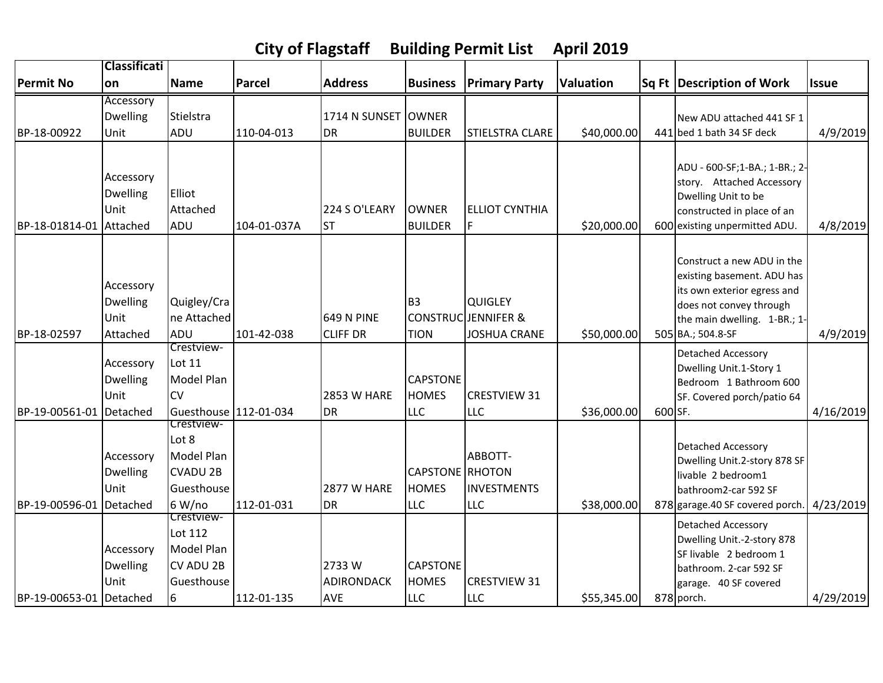# City of Flagstaff Building Permit List April 2019

| Permit No | Classification | Name | Parcel | Address | Business | Primary Party | Valuation | Sq Ft | Description of Work | Issue |
|---|---|---|---|---|---|---|---|---|---|---|
| BP-18-00922 | Accessory Dwelling Unit | Stielstra ADU | 110-04-013 | 1714 N SUNSET DR | OWNER BUILDER | STIELSTRA CLARE | $40,000.00 | 441 | New ADU attached 441 SF 1 bed 1 bath 34 SF deck | 4/9/2019 |
| BP-18-01814-01 | Accessory Dwelling Unit Attached | Elliot Attached ADU | 104-01-037A | 224 S O'LEARY ST | OWNER BUILDER | ELLIOT CYNTHIA F | $20,000.00 | 600 | ADU - 600-SF;1-BA.; 1-BR.; 2-story. Attached Accessory Dwelling Unit to be constructed in place of an existing unpermitted ADU. | 4/8/2019 |
| BP-18-02597 | Accessory Dwelling Unit Attached | Quigley/Crane Attached ADU | 101-42-038 | 649 N PINE CLIFF DR | B3 CONSTRUCTION | QUIGLEY JENNIFER & JOSHUA CRANE | $50,000.00 | 505 | Construct a new ADU in the existing basement. ADU has its own exterior egress and does not convey through the main dwelling. 1-BR.; 1-BA.; 504.8-SF | 4/9/2019 |
| BP-19-00561-01 | Accessory Dwelling Unit Detached | Crestview-Lot 11 Model Plan CV Guesthouse | 112-01-034 | 2853 W HARE DR | CAPSTONE HOMES LLC | CRESTVIEW 31 LLC | $36,000.00 | 600 | Detached Accessory Dwelling Unit.1-Story 1 Bedroom 1 Bathroom 600 SF. Covered porch/patio 64 SF. | 4/16/2019 |
| BP-19-00596-01 | Accessory Dwelling Unit Detached | Crestview-Lot 8 Model Plan CVADU 2B Guesthouse 6 W/no | 112-01-031 | 2877 W HARE DR | CAPSTONE HOMES LLC | ABBOTT-RHOTON INVESTMENTS LLC | $38,000.00 | 878 | Detached Accessory Dwelling Unit.2-story 878 SF livable 2 bedroom1 bathroom2-car 592 SF garage.40 SF covered porch. | 4/23/2019 |
| BP-19-00653-01 | Accessory Dwelling Unit Detached | Crestview-Lot 112 Model Plan CV ADU 2B Guesthouse 6 | 112-01-135 | 2733 W ADIRONDACK AVE | CAPSTONE HOMES LLC | CRESTVIEW 31 LLC | $55,345.00 | 878 | Detached Accessory Dwelling Unit.-2-story 878 SF livable 2 bedroom 1 bathroom. 2-car 592 SF garage. 40 SF covered porch. | 4/29/2019 |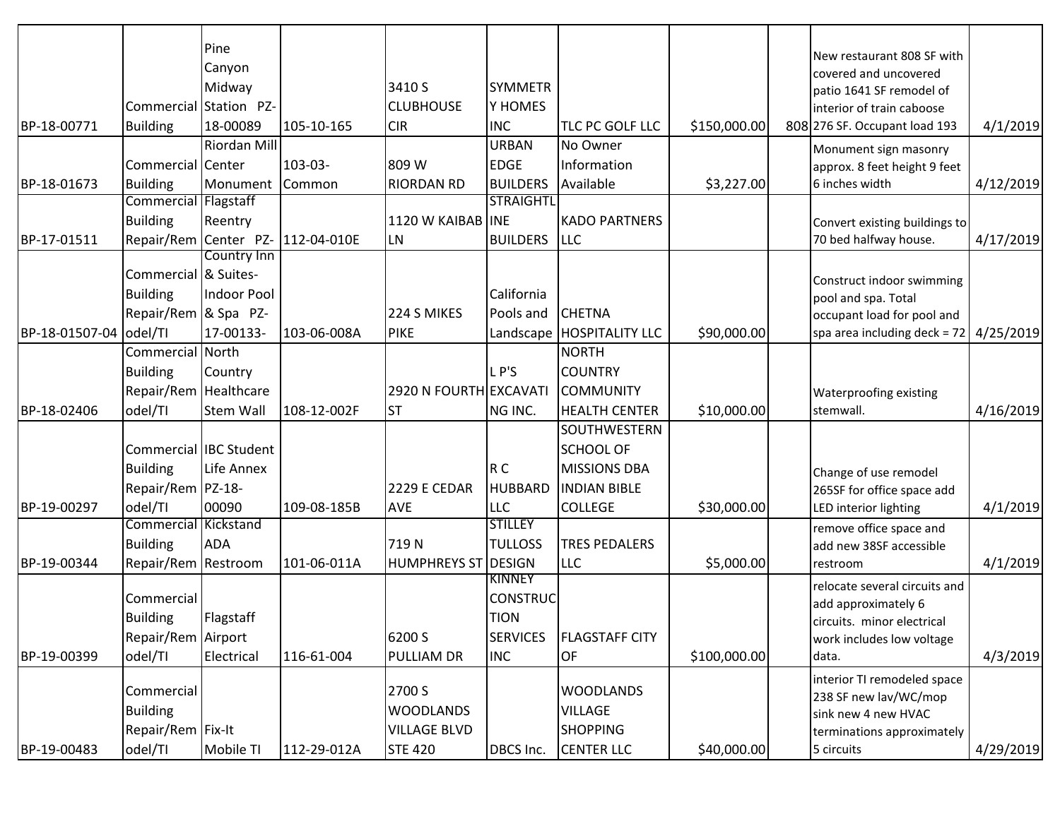| | | | | | | | | | | |
|---|---|---|---|---|---|---|---|---|---|---|
| BP-18-00771 | Commercial Building | Pine Canyon Midway Station PZ-18-00089 | 105-10-165 | 3410 S CLUBHOUSE CIR | SYMMETRY HOMES INC | TLC PC GOLF LLC | $150,000.00 | 808 | New restaurant 808 SF with covered and uncovered patio 1641 SF remodel of interior of train caboose 276 SF. Occupant load 193 | 4/1/2019 |
| BP-18-01673 | Commercial Building | Riordan Mill Center Monument | 103-03-Common | 809 W RIORDAN RD | URBAN EDGE BUILDERS | No Owner Information Available | $3,227.00 | | Monument sign masonry approx. 8 feet height 9 feet 6 inches width | 4/12/2019 |
| BP-17-01511 | Commercial Building Repair/Rem | Flagstaff Reentry Center PZ- | 112-04-010E | 1120 W KAIBAB LN | STRAIGHTLINE BUILDERS | KADO PARTNERS LLC | | | Convert existing buildings to 70 bed halfway house. | 4/17/2019 |
| BP-18-01507-04 | Commercial Building Repair/Remodel/TI | Country Inn & Suites-Indoor Pool & Spa PZ-17-00133- | 103-06-008A | 224 S MIKES PIKE | California Pools and Landscape | CHETNA HOSPITALITY LLC | $90,000.00 | | Construct indoor swimming pool and spa. Total occupant load for pool and spa area including deck = 72 | 4/25/2019 |
| BP-18-02406 | Commercial Building Repair/Remodel/TI | North Country Healthcare Stem Wall | 108-12-002F | 2920 N FOURTH ST | L P'S EXCAVATING INC. | NORTH COUNTRY COMMUNITY HEALTH CENTER | $10,000.00 | | Waterproofing existing stemwall. | 4/16/2019 |
| BP-19-00297 | Commercial Building Repair/Remodel/TI | IBC Student Life Annex PZ-18-00090 | 109-08-185B | 2229 E CEDAR AVE | R C HUBBARD LLC | SOUTHWESTERN SCHOOL OF MISSIONS DBA INDIAN BIBLE COLLEGE | $30,000.00 | | Change of use remodel 265SF for office space add LED interior lighting | 4/1/2019 |
| BP-19-00344 | Commercial Building Repair/Rem | Kickstand ADA Restroom | 101-06-011A | 719 N HUMPHREYS ST | STILLEY TULLOSS DESIGN | TRES PEDALERS LLC | $5,000.00 | | remove office space and add new 38SF accessible restroom | 4/1/2019 |
| BP-19-00399 | Commercial Building Repair/Remodel/TI | Flagstaff Airport Electrical | 116-61-004 | 6200 S PULLIAM DR | KINNEY CONSTRUCTION SERVICES INC | FLAGSTAFF CITY OF | $100,000.00 | | relocate several circuits and add approximately 6 circuits. minor electrical work includes low voltage data. | 4/3/2019 |
| BP-19-00483 | Commercial Building Repair/Remodel/TI | Fix-It Mobile TI | 112-29-012A | 2700 S WOODLANDS VILLAGE BLVD STE 420 | DBCS Inc. | WOODLANDS VILLAGE SHOPPING CENTER LLC | $40,000.00 | | interior TI remodeled space 238 SF new lav/WC/mop sink new 4 new HVAC terminations approximately 5 circuits | 4/29/2019 |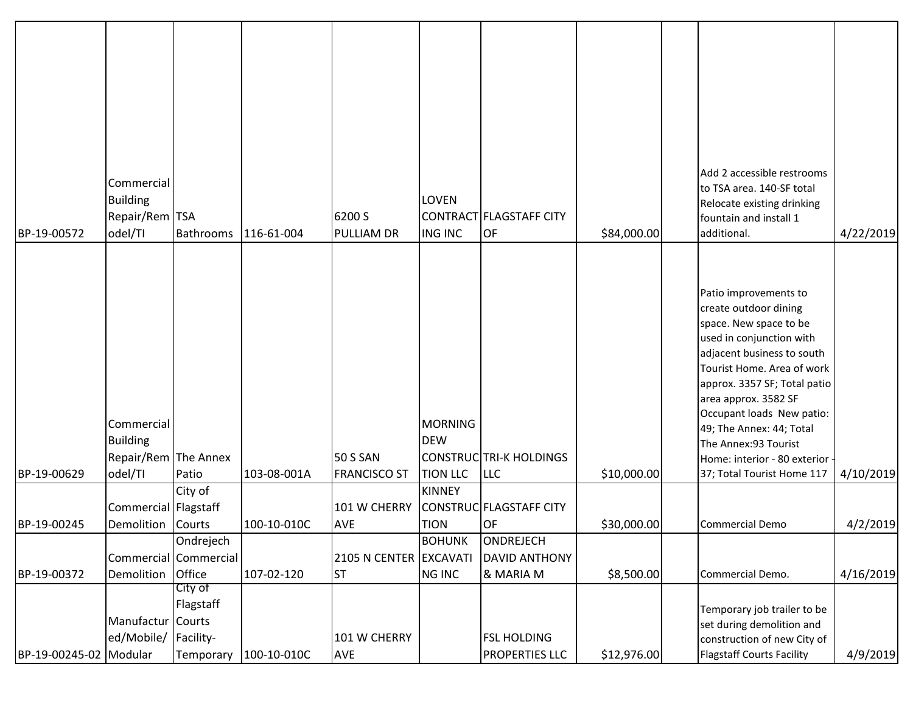| | | | | | | | | | | |
|---|---|---|---|---|---|---|---|---|---|---|
| BP-19-00572 | Commercial Building Repair/Remodel/TI | TSA Bathrooms | 116-61-004 | 6200 S PULLIAM DR | LOVEN CONTRACTING INC | FLAGSTAFF CITY OF | $84,000.00 | | Add 2 accessible restrooms to TSA area. 140-SF total Relocate existing drinking fountain and install 1 additional. | 4/22/2019 |
| BP-19-00629 | Commercial Building Repair/Remodel/TI | The Annex Patio | 103-08-001A | 50 S SAN FRANCISCO ST | MORNING DEW CONSTRUCTION LLC | TRI-K HOLDINGS LLC | $10,000.00 | | Patio improvements to create outdoor dining space. New space to be used in conjunction with adjacent business to south Tourist Home. Area of work approx. 3357 SF; Total patio area approx. 3582 SF Occupant loads New patio: 49; The Annex: 44; Total The Annex:93 Tourist Home: interior - 80 exterior - 37; Total Tourist Home 117 | 4/10/2019 |
| BP-19-00245 | Commercial Demolition | City of Flagstaff Courts | 100-10-010C | 101 W CHERRY AVE | KINNEY CONSTRUCTION | FLAGSTAFF CITY OF | $30,000.00 | | Commercial Demo | 4/2/2019 |
| BP-19-00372 | Commercial Demolition | Ondrejech Commercial Office | 107-02-120 | 2105 N CENTER ST | BOHUNK EXCAVATING INC | ONDREJECH DAVID ANTHONY & MARIA M | $8,500.00 | | Commercial Demo. | 4/16/2019 |
| BP-19-00245-02 | Manufactured/Mobile/Modular | City of Flagstaff Courts Facility-Temporary | 100-10-010C | 101 W CHERRY AVE | | FSL HOLDING PROPERTIES LLC | $12,976.00 | | Temporary job trailer to be set during demolition and construction of new City of Flagstaff Courts Facility | 4/9/2019 |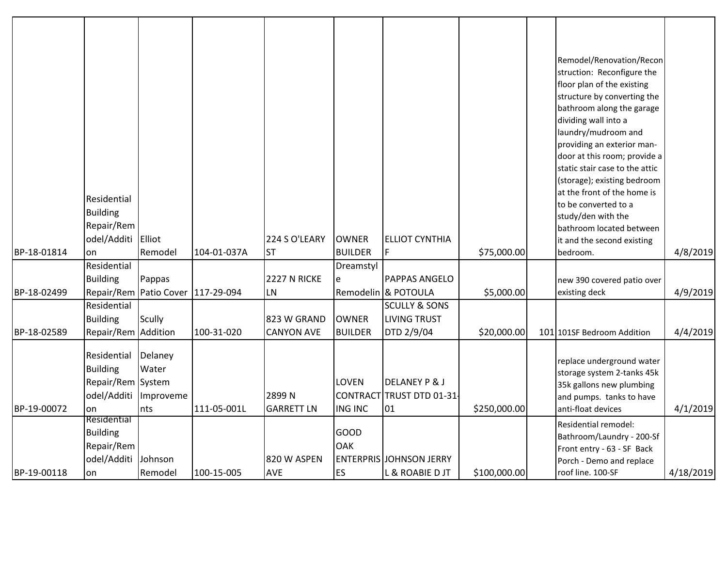| | | | | | | | | | | |
|---|---|---|---|---|---|---|---|---|---|---|
| BP-18-01814 | Residential Building Repair/Remodel/Addition | Elliot Remodel | 104-01-037A | 224 S O'LEARY ST | OWNER BUILDER | ELLIOT CYNTHIA F | $75,000.00 | | Remodel/Renovation/Reconstruction: Reconfigure the floor plan of the existing structure by converting the bathroom along the garage dividing wall into a laundry/mudroom and providing an exterior man-door at this room; provide a static stair case to the attic (storage); existing bedroom at the front of the home is to be converted to a study/den with the bathroom located between it and the second existing bedroom. | 4/8/2019 |
| BP-18-02499 | Residential Building Repair/Rem | Pappas Patio Cover | 117-29-094 | 2227 N RICKE LN | Dreamstyle Remodelin | PAPPAS ANGELO & POTOULA | $5,000.00 | | new 390 covered patio over existing deck | 4/9/2019 |
| BP-18-02589 | Residential Building Repair/Rem | Scully Addition | 100-31-020 | 823 W GRAND CANYON AVE | OWNER BUILDER | SCULLY & SONS LIVING TRUST DTD 2/9/04 | $20,000.00 | 101 | 101SF Bedroom Addition | 4/4/2019 |
| BP-19-00072 | Residential Building Repair/Remodel/Addition | Delaney Water System Improvements | 111-05-001L | 2899 N GARRETT LN | LOVEN CONTRACTING INC | DELANEY P & J TRUST DTD 01-31-01 | $250,000.00 | | replace underground water storage system 2-tanks 45k 35k gallons new plumbing and pumps. tanks to have anti-float devices | 4/1/2019 |
| BP-19-00118 | Residential Building Repair/Remodel/Addition | Johnson Remodel | 100-15-005 | 820 W ASPEN AVE | GOOD OAK ENTERPRISES | JOHNSON JERRY L & ROABIE D JT | $100,000.00 | | Residential remodel: Bathroom/Laundry - 200-Sf Front entry - 63 - SF Back Porch - Demo and replace roof line. 100-SF | 4/18/2019 |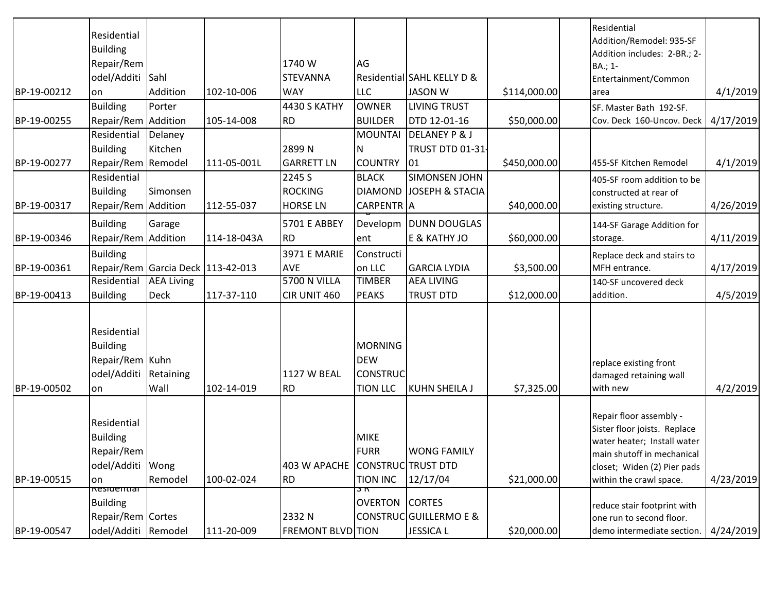| | | | | | | | | | | |
|---|---|---|---|---|---|---|---|---|---|---|
| BP-19-00212 | Residential Building Repair/Remodel/Addition | Sahl Addition | 102-10-006 | 1740 W STEVANNA WAY | AG Residential LLC | SAHL KELLY D & JASON W | $114,000.00 | | Residential Addition/Remodel: 935-SF Addition includes: 2-BR.; 2-BA.; 1-Entertainment/Common area | 4/1/2019 |
| BP-19-00255 | Building Repair/Rem | Porter Addition | 105-14-008 | 4430 S KATHY RD | OWNER BUILDER | LIVING TRUST DTD 12-01-16 | $50,000.00 | | SF. Master Bath 192-SF. Cov. Deck 160-Uncov. Deck | 4/17/2019 |
| BP-19-00277 | Residential Building Repair/Rem | Delaney Kitchen Remodel | 111-05-001L | 2899 N GARRETT LN | MOUNTAIN COUNTRY | DELANEY P & J TRUST DTD 01-31-01 | $450,000.00 | | 455-SF Kitchen Remodel | 4/1/2019 |
| BP-19-00317 | Residential Building Repair/Rem | Simonsen Addition | 112-55-037 | 2245 S ROCKING HORSE LN | BLACK DIAMOND CARPENTR | SIMONSEN JOHN JOSEPH & STACIA A | $40,000.00 | | 405-SF room addition to be constructed at rear of existing structure. | 4/26/2019 |
| BP-19-00346 | Building Repair/Rem | Garage Addition | 114-18-043A | 5701 E ABBEY RD | Development | DUNN DOUGLAS E & KATHY JO | $60,000.00 | | 144-SF Garage Addition for storage. | 4/11/2019 |
| BP-19-00361 | Building Repair/Rem | Garcia Deck | 113-42-013 | 3971 E MARIE AVE | Construction LLC | GARCIA LYDIA | $3,500.00 | | Replace deck and stairs to MFH entrance. | 4/17/2019 |
| BP-19-00413 | Residential Building | AEA Living Deck | 117-37-110 | 5700 N VILLA CIR UNIT 460 | TIMBER PEAKS | AEA LIVING TRUST DTD | $12,000.00 | | 140-SF uncovered deck addition. | 4/5/2019 |
| BP-19-00502 | Residential Building Repair/Remodel/Addition | Kuhn Retaining Wall | 102-14-019 | 1127 W BEAL RD | MORNING DEW CONSTRUCTION LLC | KUHN SHEILA J | $7,325.00 | | replace existing front damaged retaining wall with new | 4/2/2019 |
| BP-19-00515 | Residential Building Repair/Remodel/Addition | Wong Remodel | 100-02-024 | 403 W APACHE RD | MIKE FURR CONSTRUCTION INC | WONG FAMILY TRUST DTD 12/17/04 | $21,000.00 | | Repair floor assembly - Sister floor joists. Replace water heater; Install water main shutoff in mechanical closet; Widen (2) Pier pads within the crawl space. | 4/23/2019 |
| BP-19-00547 | Residential Building Repair/Remodel/Additi | Cortes Remodel | 111-20-009 | 2332 N FREMONT BLVD | S R OVERTON CONSTRUCTION | CORTES GUILLERMO E & JESSICA L | $20,000.00 | | reduce stair footprint with one run to second floor. demo intermediate section. | 4/24/2019 |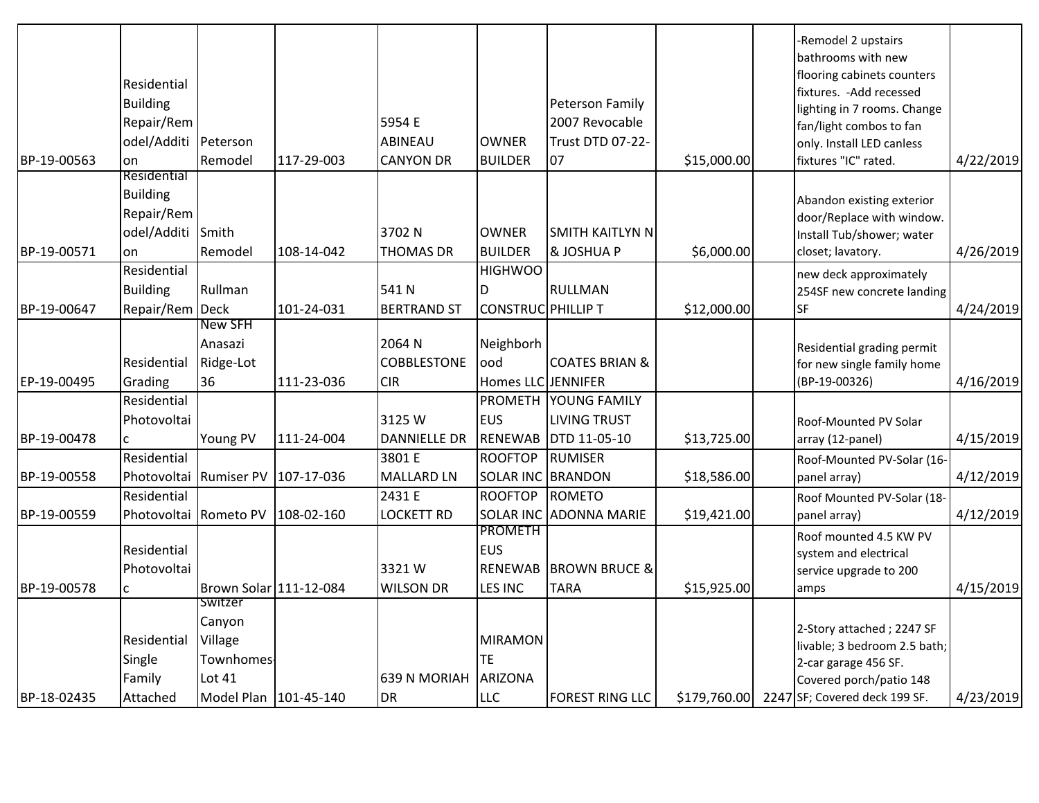| | | | | | | | | | | |
|---|---|---|---|---|---|---|---|---|---|---|
| BP-19-00563 | Residential Building Repair/Remodel/Addition | Peterson Remodel | 117-29-003 | 5954 E ABINEAU CANYON DR | OWNER BUILDER | Peterson Family 2007 Revocable Trust DTD 07-22-07 | $15,000.00 | | -Remodel 2 upstairs bathrooms with new flooring cabinets counters fixtures. -Add recessed lighting in 7 rooms. Change fan/light combos to fan only. Install LED canless fixtures "IC" rated. | 4/22/2019 |
| BP-19-00571 | Residential Building Repair/Remodel/Addition | Smith Remodel | 108-14-042 | 3702 N THOMAS DR | OWNER BUILDER | SMITH KAITLYN N & JOSHUA P | $6,000.00 | | Abandon existing exterior door/Replace with window. Install Tub/shower; water closet; lavatory. | 4/26/2019 |
| BP-19-00647 | Residential Building Repair/Rem | Rullman Deck | 101-24-031 | 541 N BERTRAND ST | HIGHWOOD CONSTRUC | RULLMAN PHILLIP T | $12,000.00 | | new deck approximately 254SF new concrete landing SF | 4/24/2019 |
| EP-19-00495 | Residential Grading | New SFH Anasazi Ridge-Lot 36 | 111-23-036 | 2064 N COBBLESTONE CIR | Neighborhood Homes LLC | COATES BRIAN & JENNIFER | | | Residential grading permit for new single family home (BP-19-00326) | 4/16/2019 |
| BP-19-00478 | Residential Photovoltaic | Young PV | 111-24-004 | 3125 W DANNIELLE DR | PROMETHEUS RENEWAB | YOUNG FAMILY LIVING TRUST DTD 11-05-10 | $13,725.00 | | Roof-Mounted PV Solar array (12-panel) | 4/15/2019 |
| BP-19-00558 | Residential Photovoltai | Rumiser PV | 107-17-036 | 3801 E MALLARD LN | ROOFTOP SOLAR INC | RUMISER BRANDON | $18,586.00 | | Roof-Mounted PV-Solar (16-panel array) | 4/12/2019 |
| BP-19-00559 | Residential Photovoltai | Rometo PV | 108-02-160 | 2431 E LOCKETT RD | ROOFTOP SOLAR INC | ROMETO ADONNA MARIE | $19,421.00 | | Roof Mounted PV-Solar (18-panel array) | 4/12/2019 |
| BP-19-00578 | Residential Photovoltaic | Brown Solar | 111-12-084 | 3321 W WILSON DR | PROMETHEUS RENEWABLES INC | BROWN BRUCE & TARA | $15,925.00 | | Roof mounted 4.5 KW PV system and electrical service upgrade to 200 amps | 4/15/2019 |
| BP-18-02435 | Residential Single Family Attached | Switzer Canyon Village Townhomes-Lot 41 Model Plan | 101-45-140 | 639 N MORIAH DR | MIRAMONTE ARIZONA LLC | FOREST RING LLC | $179,760.00 | 2247 | 2-Story attached ; 2247 SF livable; 3 bedroom 2.5 bath; 2-car garage 456 SF. Covered porch/patio 148 SF; Covered deck 199 SF. | 4/23/2019 |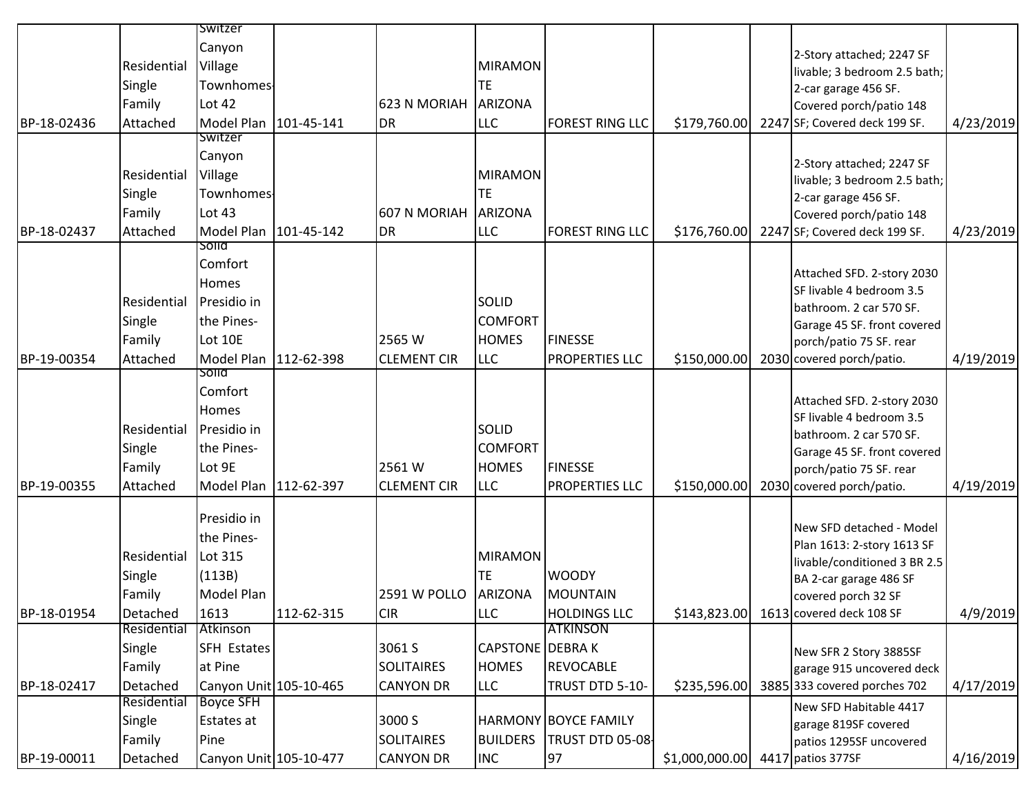| | | | | | | | | | | |
|---|---|---|---|---|---|---|---|---|---|---|
| BP-18-02436 | Residential Single Family Attached | Switzer Canyon Village Townhomes-Lot 42 Model Plan | 101-45-141 | 623 N MORIAH DR | MIRAMONTE ARIZONA LLC | FOREST RING LLC | $179,760.00 | 2247 | 2-Story attached; 2247 SF livable; 3 bedroom 2.5 bath; 2-car garage 456 SF. Covered porch/patio 148 SF; Covered deck 199 SF. | 4/23/2019 |
| BP-18-02437 | Residential Single Family Attached | Switzer Canyon Village Townhomes-Lot 43 Model Plan | 101-45-142 | 607 N MORIAH DR | MIRAMONTE ARIZONA LLC | FOREST RING LLC | $176,760.00 | 2247 | 2-Story attached; 2247 SF livable; 3 bedroom 2.5 bath; 2-car garage 456 SF. Covered porch/patio 148 SF; Covered deck 199 SF. | 4/23/2019 |
| BP-19-00354 | Residential Single Family Attached | Solid Comfort Homes Presidio in the Pines-Lot 10E Model Plan | 112-62-398 | 2565 W CLEMENT CIR | SOLID COMFORT HOMES LLC | FINESSE PROPERTIES LLC | $150,000.00 | 2030 | Attached SFD. 2-story 2030 SF livable 4 bedroom 3.5 bathroom. 2 car 570 SF. Garage 45 SF. front covered porch/patio 75 SF. rear covered porch/patio. | 4/19/2019 |
| BP-19-00355 | Residential Single Family Attached | Solid Comfort Homes Presidio in the Pines-Lot 9E Model Plan | 112-62-397 | 2561 W CLEMENT CIR | SOLID COMFORT HOMES LLC | FINESSE PROPERTIES LLC | $150,000.00 | 2030 | Attached SFD. 2-story 2030 SF livable 4 bedroom 3.5 bathroom. 2 car 570 SF. Garage 45 SF. front covered porch/patio 75 SF. rear covered porch/patio. | 4/19/2019 |
| BP-18-01954 | Residential Single Family Detached | Presidio in the Pines-Lot 315 (113B) Model Plan 1613 | 112-62-315 | 2591 W POLLO CIR | MIRAMONTE ARIZONA LLC | WOODY MOUNTAIN HOLDINGS LLC | $143,823.00 | 1613 | New SFD detached - Model Plan 1613: 2-story 1613 SF livable/conditioned 3 BR 2.5 BA 2-car garage 486 SF covered porch 32 SF covered deck 108 SF | 4/9/2019 |
| BP-18-02417 | Residential Single Family Detached | Atkinson SFH Estates at Pine Canyon Unit | 105-10-465 | 3061 S SOLITAIRES CANYON DR | CAPSTONE HOMES LLC | ATKINSON DEBRA K REVOCABLE TRUST DTD 5-10- | $235,596.00 | 3885 | New SFR 2 Story 3885SF garage 915 uncovered deck 333 covered porches 702 | 4/17/2019 |
| BP-19-00011 | Residential Single Family Detached | Boyce SFH Estates at Pine Canyon Unit | 105-10-477 | 3000 S SOLITAIRES CANYON DR | HARMONY BUILDERS INC | BOYCE FAMILY TRUST DTD 05-08-97 | $1,000,000.00 | 4417 | New SFD Habitable 4417 garage 819SF covered patios 1295SF uncovered patios 377SF | 4/16/2019 |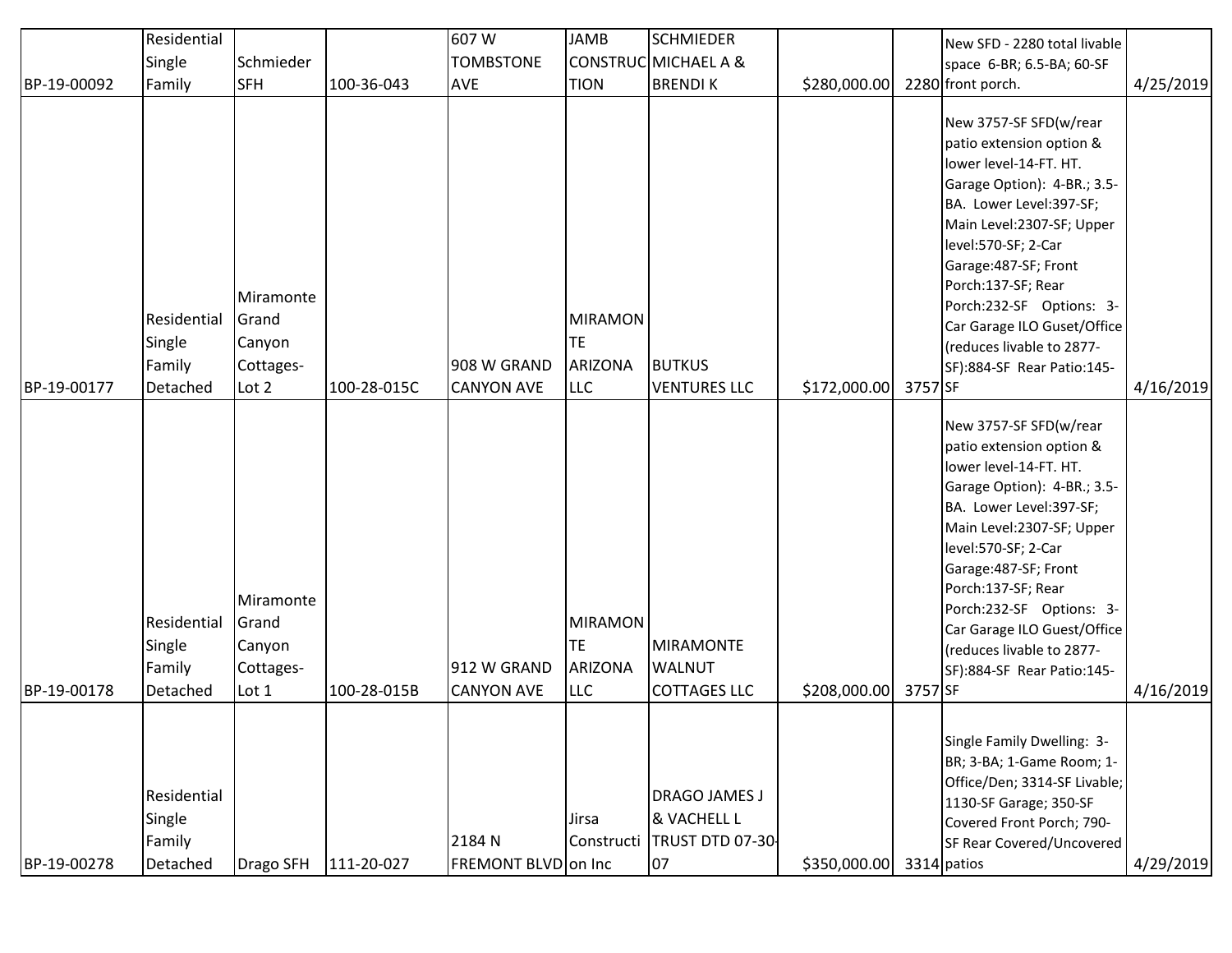| BP-19-00092 | Residential Single Family | Schmieder SFH | 100-36-043 | 607 W TOMBSTONE AVE | JAMB CONSTRUCTION | SCHMIEDER MICHAEL A & BRENDI K | $280,000.00 | 2280 | New SFD - 2280 total livable space 6-BR; 6.5-BA; 60-SF front porch. | 4/25/2019 |
|---|---|---|---|---|---|---|---|---|---|---|
| BP-19-00177 | Residential Single Family Detached | Miramonte Grand Canyon Cottages-Lot 2 | 100-28-015C | 908 W GRAND CANYON AVE | MIRAMONTE ARIZONA LLC | BUTKUS VENTURES LLC | $172,000.00 | 3757 | SF New 3757-SF SFD(w/rear patio extension option & lower level-14-FT. HT. Garage Option): 4-BR.; 3.5-BA. Lower Level:397-SF; Main Level:2307-SF; Upper level:570-SF; 2-Car Garage:487-SF; Front Porch:137-SF; Rear Porch:232-SF Options: 3-Car Garage ILO Guset/Office (reduces livable to 2877-SF):884-SF Rear Patio:145-SF | 4/16/2019 |
| BP-19-00178 | Residential Single Family Detached | Miramonte Grand Canyon Cottages-Lot 1 | 100-28-015B | 912 W GRAND CANYON AVE | MIRAMONTE ARIZONA LLC | MIRAMONTE WALNUT COTTAGES LLC | $208,000.00 | 3757 | SF New 3757-SF SFD(w/rear patio extension option & lower level-14-FT. HT. Garage Option): 4-BR.; 3.5-BA. Lower Level:397-SF; Main Level:2307-SF; Upper level:570-SF; 2-Car Garage:487-SF; Front Porch:137-SF; Rear Porch:232-SF Options: 3-Car Garage ILO Guest/Office (reduces livable to 2877-SF):884-SF Rear Patio:145-SF | 4/16/2019 |
| BP-19-00278 | Residential Single Family Detached | Drago SFH | 111-20-027 | 2184 N FREMONT BLVD | Jirsa Construction Inc | DRAGO JAMES J & VACHELL L TRUST DTD 07-30-07 | $350,000.00 | 3314 | Single Family Dwelling: 3-BR; 3-BA; 1-Game Room; 1-Office/Den; 3314-SF Livable; 1130-SF Garage; 350-SF Covered Front Porch; 790-SF Rear Covered/Uncovered patios | 4/29/2019 |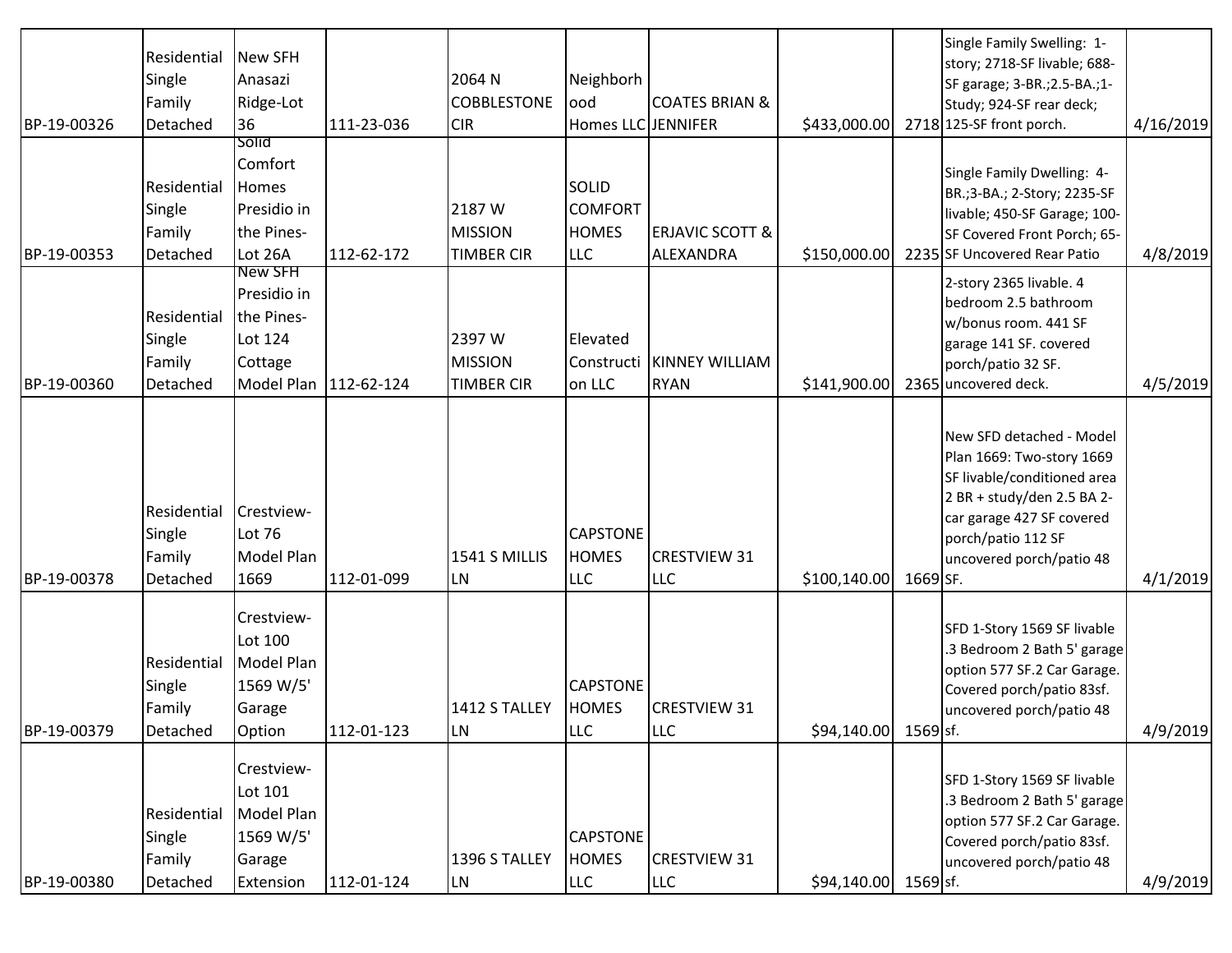| | | | | | | | | | | |
|---|---|---|---|---|---|---|---|---|---|---|
| BP-19-00326 | Residential Single Family Detached | New SFH Anasazi Ridge-Lot 36 | 111-23-036 | 2064 N COBBLESTONE CIR | Neighborhood Homes LLC | COATES BRIAN & JENNIFER | $433,000.00 | 2718 | Single Family Swelling: 1-story; 2718-SF livable; 688-SF garage; 3-BR.;2.5-BA.;1-Study; 924-SF rear deck; 125-SF front porch. | 4/16/2019 |
| BP-19-00353 | Residential Single Family Detached | Solid Comfort Homes Presidio in the Pines-Lot 26A | 112-62-172 | 2187 W MISSION TIMBER CIR | SOLID COMFORT HOMES LLC | ERJAVIC SCOTT & ALEXANDRA | $150,000.00 | 2235 | Single Family Dwelling: 4-BR.;3-BA.; 2-Story; 2235-SF livable; 450-SF Garage; 100-SF Covered Front Porch; 65-SF Uncovered Rear Patio | 4/8/2019 |
| BP-19-00360 | Residential Single Family Detached | New SFH Presidio in the Pines-Lot 124 Cottage Model Plan | 112-62-124 | 2397 W MISSION TIMBER CIR | Elevated Construction LLC | KINNEY WILLIAM RYAN | $141,900.00 | 2365 | 2-story 2365 livable. 4 bedroom 2.5 bathroom w/bonus room. 441 SF garage 141 SF. covered porch/patio 32 SF. uncovered deck. | 4/5/2019 |
| BP-19-00378 | Residential Single Family Detached | Crestview-Lot 76 Model Plan 1669 | 112-01-099 | 1541 S MILLIS LN | CAPSTONE HOMES LLC | CRESTVIEW 31 LLC | $100,140.00 | 1669 | New SFD detached - Model Plan 1669: Two-story 1669 SF livable/conditioned area 2 BR + study/den 2.5 BA 2-car garage 427 SF covered porch/patio 112 SF uncovered porch/patio 48 SF. | 4/1/2019 |
| BP-19-00379 | Residential Single Family Detached | Crestview-Lot 100 Model Plan 1569 W/5' Garage Option | 112-01-123 | 1412 S TALLEY LN | CAPSTONE HOMES LLC | CRESTVIEW 31 LLC | $94,140.00 | 1569 | SFD 1-Story 1569 SF livable .3 Bedroom 2 Bath 5' garage option 577 SF.2 Car Garage. Covered porch/patio 83sf. uncovered porch/patio 48 sf. | 4/9/2019 |
| BP-19-00380 | Residential Single Family Detached | Crestview-Lot 101 Model Plan 1569 W/5' Garage Extension | 112-01-124 | 1396 S TALLEY LN | CAPSTONE HOMES LLC | CRESTVIEW 31 LLC | $94,140.00 | 1569 | SFD 1-Story 1569 SF livable .3 Bedroom 2 Bath 5' garage option 577 SF.2 Car Garage. Covered porch/patio 83sf. uncovered porch/patio 48 sf. | 4/9/2019 |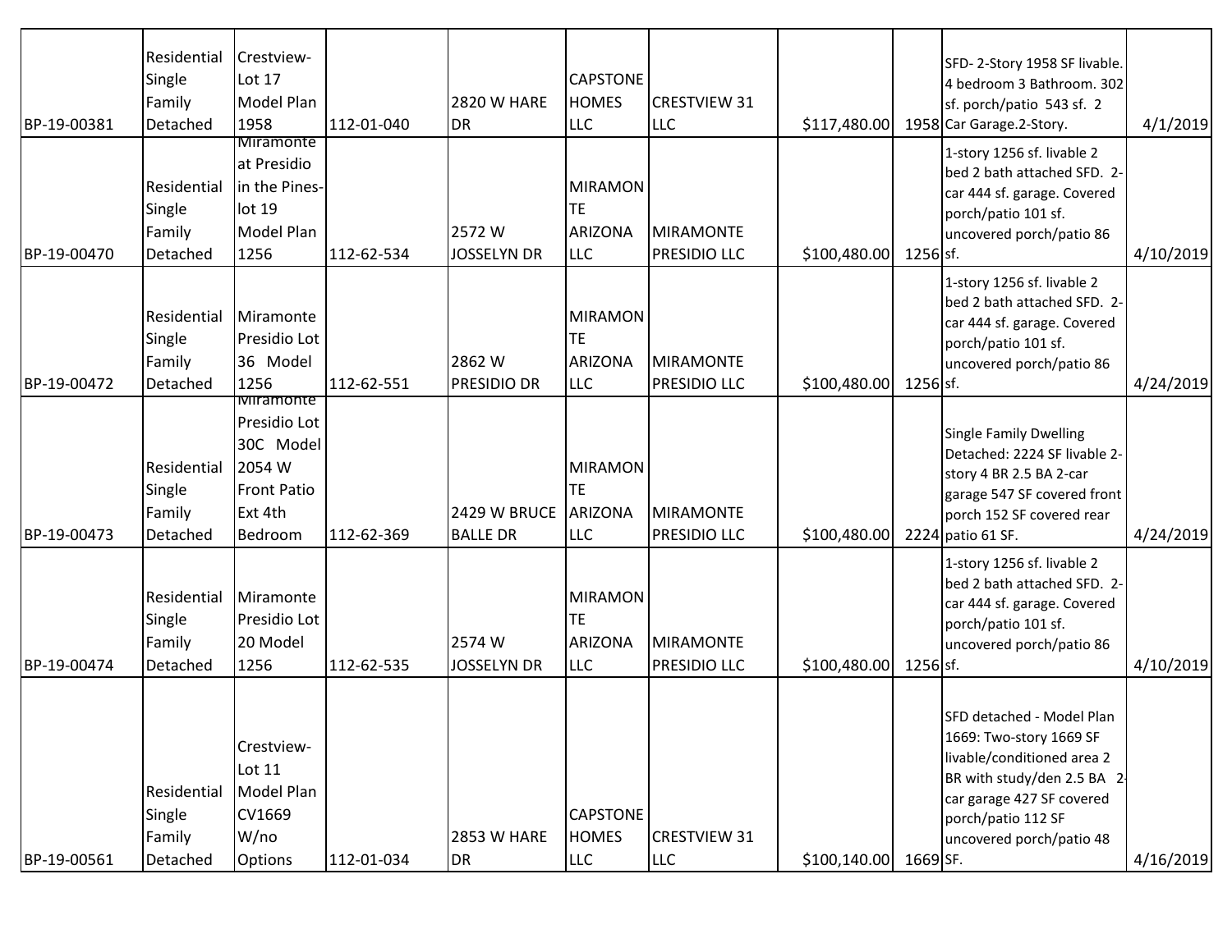| | | | | | | | | | | |
|---|---|---|---|---|---|---|---|---|---|---|
| BP-19-00381 | Residential Single Family Detached | Crestview-Lot 17 Model Plan 1958 | 112-01-040 | 2820 W HARE DR | CAPSTONE HOMES LLC | CRESTVIEW 31 LLC | $117,480.00 | 1958 | SFD- 2-Story 1958 SF livable. 4 bedroom 3 Bathroom. 302 sf. porch/patio 543 sf. 2 Car Garage.2-Story. | 4/1/2019 |
| BP-19-00470 | Residential Single Family Detached | Miramonte at Presidio in the Pines-lot 19 Model Plan 1256 | 112-62-534 | 2572 W JOSSELYN DR | MIRAMONTE ARIZONA LLC | MIRAMONTE PRESIDIO LLC | $100,480.00 | 1256 | sf. 1-story 1256 sf. livable 2 bed 2 bath attached SFD. 2-car 444 sf. garage. Covered porch/patio 101 sf. uncovered porch/patio 86 | 4/10/2019 |
| BP-19-00472 | Residential Single Family Detached | Miramonte Presidio Lot 36 Model 1256 | 112-62-551 | 2862 W PRESIDIO DR | MIRAMONTE ARIZONA LLC | MIRAMONTE PRESIDIO LLC | $100,480.00 | 1256 | sf. 1-story 1256 sf. livable 2 bed 2 bath attached SFD. 2-car 444 sf. garage. Covered porch/patio 101 sf. uncovered porch/patio 86 | 4/24/2019 |
| BP-19-00473 | Residential Single Family Detached | Miramonte Presidio Lot 30C Model 2054 W Front Patio Ext 4th Bedroom | 112-62-369 | 2429 W BRUCE BALLE DR | MIRAMONTE ARIZONA LLC | MIRAMONTE PRESIDIO LLC | $100,480.00 | 2224 | Single Family Dwelling Detached: 2224 SF livable 2-story 4 BR 2.5 BA 2-car garage 547 SF covered front porch 152 SF covered rear patio 61 SF. | 4/24/2019 |
| BP-19-00474 | Residential Single Family Detached | Miramonte Presidio Lot 20 Model 1256 | 112-62-535 | 2574 W JOSSELYN DR | MIRAMONTE ARIZONA LLC | MIRAMONTE PRESIDIO LLC | $100,480.00 | 1256 | sf. 1-story 1256 sf. livable 2 bed 2 bath attached SFD. 2-car 444 sf. garage. Covered porch/patio 101 sf. uncovered porch/patio 86 | 4/10/2019 |
| BP-19-00561 | Residential Single Family Detached | Crestview-Lot 11 Model Plan CV1669 W/no Options | 112-01-034 | 2853 W HARE DR | CAPSTONE HOMES LLC | CRESTVIEW 31 LLC | $100,140.00 | 1669 | SF. SFD detached - Model Plan 1669: Two-story 1669 SF livable/conditioned area 2 BR with study/den 2.5 BA 2-car garage 427 SF covered porch/patio 112 SF uncovered porch/patio 48 | 4/16/2019 |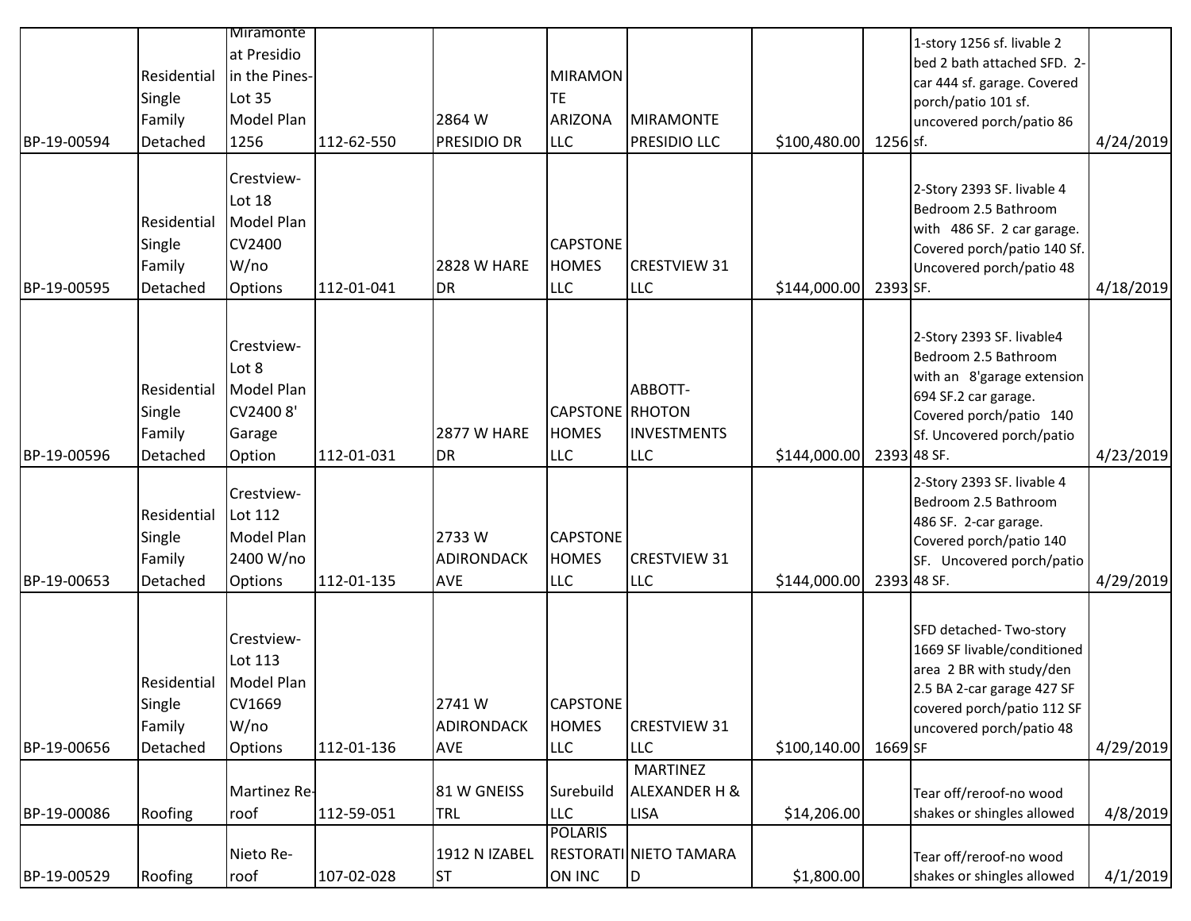| | | | | | | | | | | |
|---|---|---|---|---|---|---|---|---|---|---|
| BP-19-00594 | Residential Single Family Detached | Miramonte at Presidio in the Pines-Lot 35 Model Plan 1256 | 112-62-550 | 2864 W PRESIDIO DR | MIRAMONTE ARIZONA LLC | MIRAMONTE PRESIDIO LLC | $100,480.00 | 1256 | 1-story 1256 sf. livable 2 bed 2 bath attached SFD. 2-car 444 sf. garage. Covered porch/patio 101 sf. uncovered porch/patio 86 sf. | 4/24/2019 |
| BP-19-00595 | Residential Single Family Detached | Crestview-Lot 18 Model Plan CV2400 W/no Options | 112-01-041 | 2828 W HARE DR | CAPSTONE HOMES LLC | CRESTVIEW 31 LLC | $144,000.00 | 2393 | 2-Story 2393 SF. livable 4 Bedroom 2.5 Bathroom with 486 SF. 2 car garage. Covered porch/patio 140 Sf. Uncovered porch/patio 48 SF. | 4/18/2019 |
| BP-19-00596 | Residential Single Family Detached | Crestview-Lot 8 Model Plan CV2400 8' Garage Option | 112-01-031 | 2877 W HARE DR | CAPSTONE HOMES LLC | ABBOTT-RHOTON INVESTMENTS LLC | $144,000.00 | 2393 | 2-Story 2393 SF. livable4 Bedroom 2.5 Bathroom with an 8'garage extension 694 SF.2 car garage. Covered porch/patio 140 Sf. Uncovered porch/patio 48 SF. | 4/23/2019 |
| BP-19-00653 | Residential Single Family Detached | Crestview-Lot 112 Model Plan 2400 W/no Options | 112-01-135 | 2733 W ADIRONDACK AVE | CAPSTONE HOMES LLC | CRESTVIEW 31 LLC | $144,000.00 | 2393 | 2-Story 2393 SF. livable 4 Bedroom 2.5 Bathroom 486 SF. 2-car garage. Covered porch/patio 140 SF. Uncovered porch/patio 48 SF. | 4/29/2019 |
| BP-19-00656 | Residential Single Family Detached | Crestview-Lot 113 Model Plan CV1669 W/no Options | 112-01-136 | 2741 W ADIRONDACK AVE | CAPSTONE HOMES LLC | CRESTVIEW 31 LLC | $100,140.00 | 1669 | SFD detached- Two-story 1669 SF livable/conditioned area 2 BR with study/den 2.5 BA 2-car garage 427 SF covered porch/patio 112 SF uncovered porch/patio 48 SF | 4/29/2019 |
| BP-19-00086 | Roofing | Martinez Re-roof | 112-59-051 | 81 W GNEISS TRL | Surebuild LLC | MARTINEZ ALEXANDER H & LISA | $14,206.00 | | Tear off/reroof-no wood shakes or shingles allowed | 4/8/2019 |
| BP-19-00529 | Roofing | Nieto Re-roof | 107-02-028 | 1912 N IZABEL ST | POLARIS RESTORATION INC | NIETO TAMARA D | $1,800.00 | | Tear off/reroof-no wood shakes or shingles allowed | 4/1/2019 |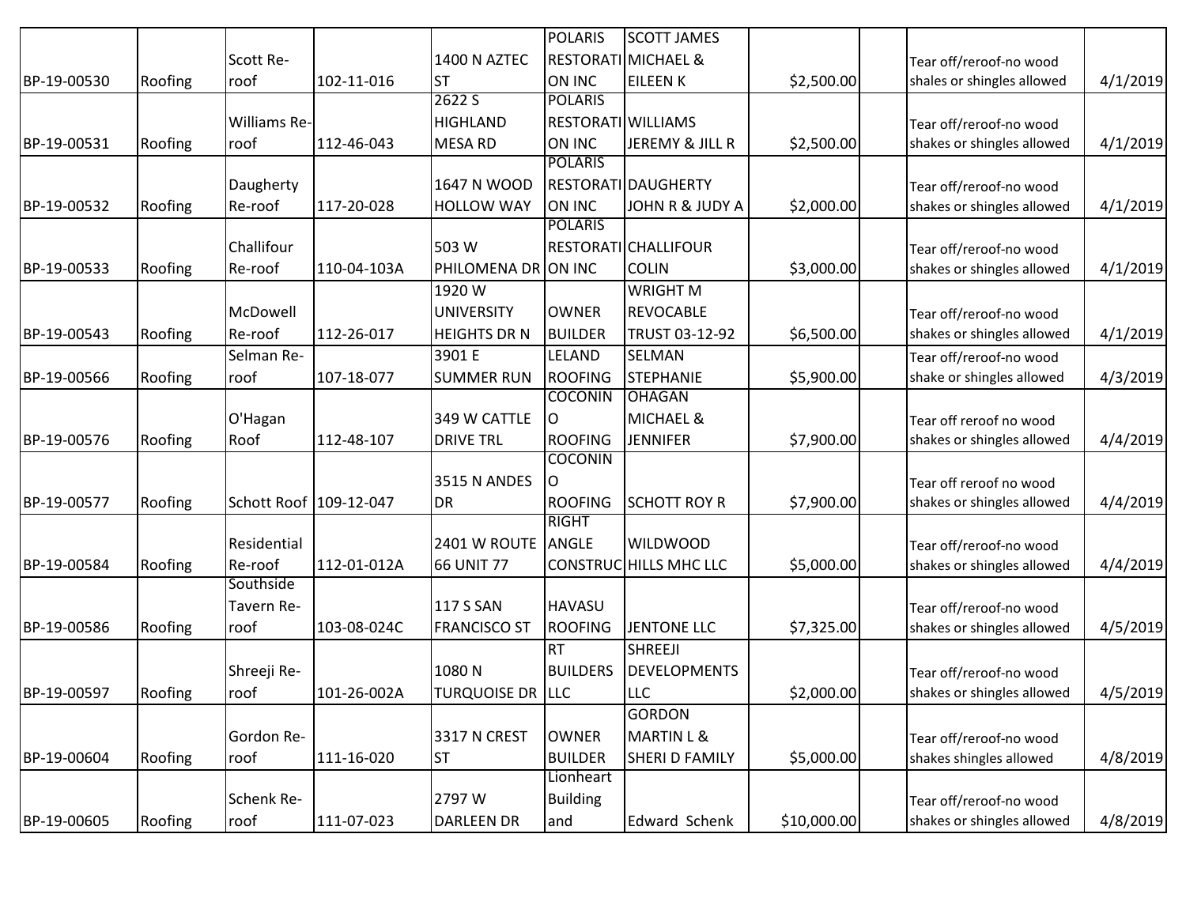| | | | | | | | | | | |
|---|---|---|---|---|---|---|---|---|---|---|
| BP-19-00530 | Roofing | Scott Re-roof | 102-11-016 | 1400 N AZTEC ST | POLARIS RESTORATI ON INC | SCOTT JAMES MICHAEL & EILEEN K | $2,500.00 | | Tear off/reroof-no wood shales or shingles allowed | 4/1/2019 |
| BP-19-00531 | Roofing | Williams Re-roof | 112-46-043 | 2622 S HIGHLAND MESA RD | POLARIS RESTORATI ON INC | WILLIAMS JEREMY & JILL R | $2,500.00 | | Tear off/reroof-no wood shakes or shingles allowed | 4/1/2019 |
| BP-19-00532 | Roofing | Daugherty Re-roof | 117-20-028 | 1647 N WOOD HOLLOW WAY | POLARIS RESTORATI ON INC | DAUGHERTY JOHN R & JUDY A | $2,000.00 | | Tear off/reroof-no wood shakes or shingles allowed | 4/1/2019 |
| BP-19-00533 | Roofing | Challifour Re-roof | 110-04-103A | 503 W PHILOMENA DR | POLARIS RESTORATI ON INC | CHALLIFOUR COLIN | $3,000.00 | | Tear off/reroof-no wood shakes or shingles allowed | 4/1/2019 |
| BP-19-00543 | Roofing | McDowell Re-roof | 112-26-017 | 1920 W UNIVERSITY HEIGHTS DR N | OWNER BUILDER | WRIGHT M REVOCABLE TRUST 03-12-92 | $6,500.00 | | Tear off/reroof-no wood shakes or shingles allowed | 4/1/2019 |
| BP-19-00566 | Roofing | Selman Re-roof | 107-18-077 | 3901 E SUMMER RUN | LELAND ROOFING | SELMAN STEPHANIE | $5,900.00 | | Tear off/reroof-no wood shake or shingles allowed | 4/3/2019 |
| BP-19-00576 | Roofing | O'Hagan Roof | 112-48-107 | 349 W CATTLE DRIVE TRL | COCONIN O ROOFING | OHAGAN MICHAEL & JENNIFER | $7,900.00 | | Tear off reroof no wood shakes or shingles allowed | 4/4/2019 |
| BP-19-00577 | Roofing | Schott Roof | 109-12-047 | 3515 N ANDES DR | COCONIN O ROOFING | SCHOTT ROY R | $7,900.00 | | Tear off reroof no wood shakes or shingles allowed | 4/4/2019 |
| BP-19-00584 | Roofing | Residential Re-roof | 112-01-012A | 2401 W ROUTE 66 UNIT 77 | RIGHT ANGLE CONSTRUC | WILDWOOD HILLS MHC LLC | $5,000.00 | | Tear off/reroof-no wood shakes or shingles allowed | 4/4/2019 |
| BP-19-00586 | Roofing | Southside Tavern Re-roof | 103-08-024C | 117 S SAN FRANCISCO ST | HAVASU ROOFING | JENTONE LLC | $7,325.00 | | Tear off/reroof-no wood shakes or shingles allowed | 4/5/2019 |
| BP-19-00597 | Roofing | Shreeji Re-roof | 101-26-002A | 1080 N TURQUOISE DR | RT BUILDERS LLC | SHREEJI DEVELOPMENTS LLC | $2,000.00 | | Tear off/reroof-no wood shakes or shingles allowed | 4/5/2019 |
| BP-19-00604 | Roofing | Gordon Re-roof | 111-16-020 | 3317 N CREST ST | OWNER BUILDER | GORDON MARTIN L & SHERI D FAMILY | $5,000.00 | | Tear off/reroof-no wood shakes shingles allowed | 4/8/2019 |
| BP-19-00605 | Roofing | Schenk Re-roof | 111-07-023 | 2797 W DARLEEN DR | Lionheart Building and | Edward Schenk | $10,000.00 | | Tear off/reroof-no wood shakes or shingles allowed | 4/8/2019 |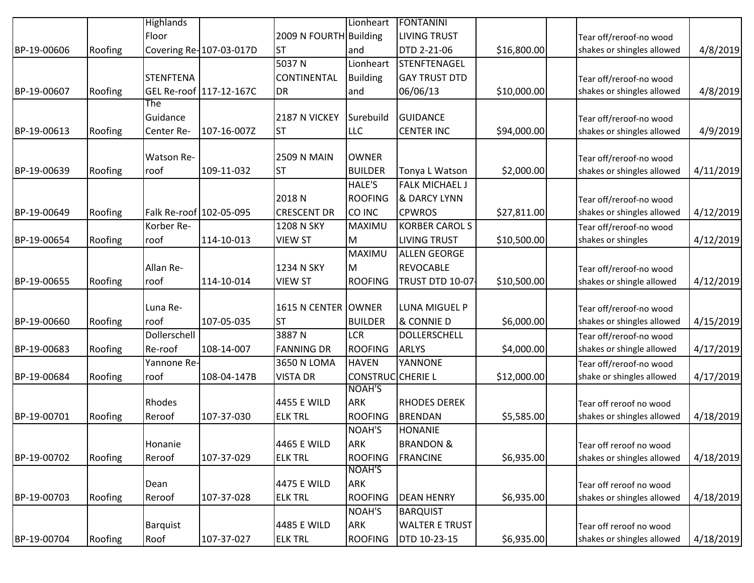| | | | | | | | | | | |
|---|---|---|---|---|---|---|---|---|---|---|
| BP-19-00606 | Roofing | Highlands Floor Covering Re- | 107-03-017D | 2009 N FOURTH ST | Lionheart Building and | FONTANINI LIVING TRUST DTD 2-21-06 | $16,800.00 | | Tear off/reroof-no wood shakes or shingles allowed | 4/8/2019 |
| BP-19-00607 | Roofing | STENFTENAGEL Re-roof | 117-12-167C | 5037 N CONTINENTAL DR | Lionheart Building and | STENFTENAGEL GAY TRUST DTD 06/06/13 | $10,000.00 | | Tear off/reroof-no wood shakes or shingles allowed | 4/8/2019 |
| BP-19-00613 | Roofing | The Guidance Center Re- | 107-16-007Z | 2187 N VICKEY ST | Surebuild LLC | GUIDANCE CENTER INC | $94,000.00 | | Tear off/reroof-no wood shakes or shingles allowed | 4/9/2019 |
| BP-19-00639 | Roofing | Watson Re-roof | 109-11-032 | 2509 N MAIN ST | OWNER BUILDER | Tonya L Watson | $2,000.00 | | Tear off/reroof-no wood shakes or shingles allowed | 4/11/2019 |
| BP-19-00649 | Roofing | Falk Re-roof | 102-05-095 | 2018 N CRESCENT DR | HALE'S ROOFING CO INC | FALK MICHAEL J & DARCY LYNN CPWROS | $27,811.00 | | Tear off/reroof-no wood shakes or shingles allowed | 4/12/2019 |
| BP-19-00654 | Roofing | Korber Re-roof | 114-10-013 | 1208 N SKY VIEW ST | MAXIMUM | KORBER CAROL S LIVING TRUST | $10,500.00 | | Tear off/reroof-no wood shakes or shingles | 4/12/2019 |
| BP-19-00655 | Roofing | Allan Re-roof | 114-10-014 | 1234 N SKY VIEW ST | MAXIMUM ROOFING | ALLEN GEORGE REVOCABLE TRUST DTD 10-07- | $10,500.00 | | Tear off/reroof-no wood shakes or shingle allowed | 4/12/2019 |
| BP-19-00660 | Roofing | Luna Re-roof | 107-05-035 | 1615 N CENTER ST | OWNER BUILDER | LUNA MIGUEL P & CONNIE D | $6,000.00 | | Tear off/reroof-no wood shakes or shingles allowed | 4/15/2019 |
| BP-19-00683 | Roofing | Dollerschell Re-roof | 108-14-007 | 3887 N FANNING DR | LCR ROOFING | DOLLERSCHELL ARLYS | $4,000.00 | | Tear off/reroof-no wood shakes or shingle allowed | 4/17/2019 |
| BP-19-00684 | Roofing | Yannone Re-roof | 108-04-147B | 3650 N LOMA VISTA DR | HAVEN CONSTRUC | YANNONE CHERIE L | $12,000.00 | | Tear off/reroof-no wood shake or shingles allowed | 4/17/2019 |
| BP-19-00701 | Roofing | Rhodes Reroof | 107-37-030 | 4455 E WILD ELK TRL | NOAH'S ARK ROOFING | RHODES DEREK BRENDAN | $5,585.00 | | Tear off reroof no wood shakes or shingles allowed | 4/18/2019 |
| BP-19-00702 | Roofing | Honanie Reroof | 107-37-029 | 4465 E WILD ELK TRL | NOAH'S ARK ROOFING | HONANIE BRANDON & FRANCINE | $6,935.00 | | Tear off reroof no wood shakes or shingles allowed | 4/18/2019 |
| BP-19-00703 | Roofing | Dean Reroof | 107-37-028 | 4475 E WILD ELK TRL | NOAH'S ARK ROOFING | DEAN HENRY | $6,935.00 | | Tear off reroof no wood shakes or shingles allowed | 4/18/2019 |
| BP-19-00704 | Roofing | Barquist Roof | 107-37-027 | 4485 E WILD ELK TRL | NOAH'S ARK ROOFING | BARQUIST WALTER E TRUST DTD 10-23-15 | $6,935.00 | | Tear off reroof no wood shakes or shingles allowed | 4/18/2019 |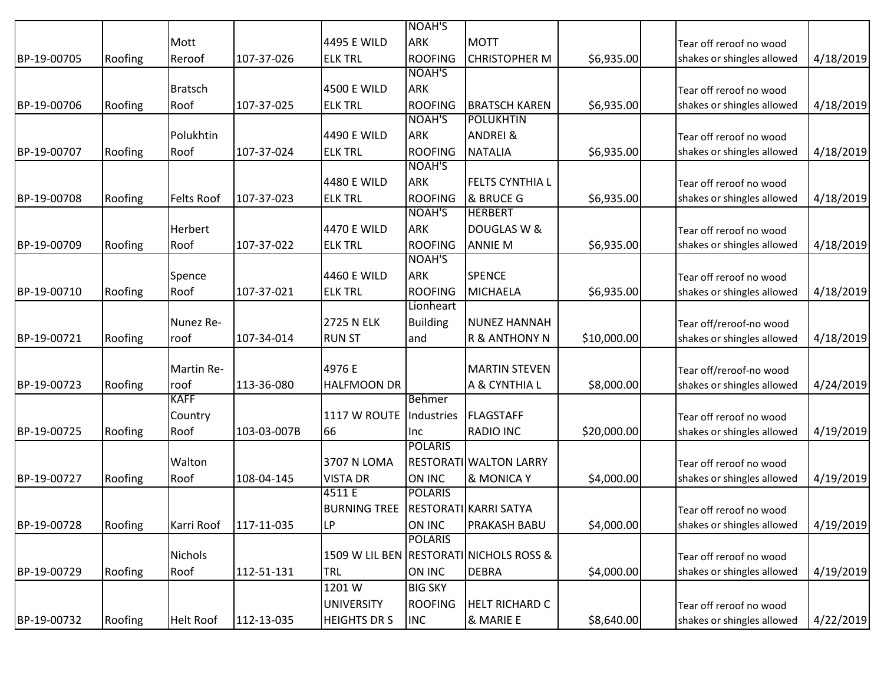| | | | | | | | | | | |
|---|---|---|---|---|---|---|---|---|---|---|
| BP-19-00705 | Roofing | Mott Reroof | 107-37-026 | 4495 E WILD ELK TRL | NOAH'S ARK ROOFING | MOTT CHRISTOPHER M | $6,935.00 | | Tear off reroof no wood shakes or shingles allowed | 4/18/2019 |
| BP-19-00706 | Roofing | Bratsch Roof | 107-37-025 | 4500 E WILD ELK TRL | NOAH'S ARK ROOFING | BRATSCH KAREN | $6,935.00 | | Tear off reroof no wood shakes or shingles allowed | 4/18/2019 |
| BP-19-00707 | Roofing | Polukhtin Roof | 107-37-024 | 4490 E WILD ELK TRL | NOAH'S ARK ROOFING | POLUKHTIN ANDREI & NATALIA | $6,935.00 | | Tear off reroof no wood shakes or shingles allowed | 4/18/2019 |
| BP-19-00708 | Roofing | Felts Roof | 107-37-023 | 4480 E WILD ELK TRL | NOAH'S ARK ROOFING | FELTS CYNTHIA L & BRUCE G | $6,935.00 | | Tear off reroof no wood shakes or shingles allowed | 4/18/2019 |
| BP-19-00709 | Roofing | Herbert Roof | 107-37-022 | 4470 E WILD ELK TRL | NOAH'S ARK ROOFING | HERBERT DOUGLAS W & ANNIE M | $6,935.00 | | Tear off reroof no wood shakes or shingles allowed | 4/18/2019 |
| BP-19-00710 | Roofing | Spence Roof | 107-37-021 | 4460 E WILD ELK TRL | NOAH'S ARK ROOFING | SPENCE MICHAELA | $6,935.00 | | Tear off reroof no wood shakes or shingles allowed | 4/18/2019 |
| BP-19-00721 | Roofing | Nunez Re-roof | 107-34-014 | 2725 N ELK RUN ST | Lionheart Building and | NUNEZ HANNAH R & ANTHONY N | $10,000.00 | | Tear off/reroof-no wood shakes or shingles allowed | 4/18/2019 |
| BP-19-00723 | Roofing | Martin Re-roof | 113-36-080 | 4976 E HALFMOON DR | | MARTIN STEVEN A & CYNTHIA L | $8,000.00 | | Tear off/reroof-no wood shakes or shingles allowed | 4/24/2019 |
| BP-19-00725 | Roofing | KAFF Country Roof | 103-03-007B | 1117 W ROUTE 66 | Behmer Industries Inc | FLAGSTAFF RADIO INC | $20,000.00 | | Tear off reroof no wood shakes or shingles allowed | 4/19/2019 |
| BP-19-00727 | Roofing | Walton Roof | 108-04-145 | 3707 N LOMA VISTA DR | POLARIS RESTORATION INC | WALTON LARRY & MONICA Y | $4,000.00 | | Tear off reroof no wood shakes or shingles allowed | 4/19/2019 |
| BP-19-00728 | Roofing | Karri Roof | 117-11-035 | 4511 E BURNING TREE LP | POLARIS RESTORATION INC | KARRI SATYA PRAKASH BABU | $4,000.00 | | Tear off reroof no wood shakes or shingles allowed | 4/19/2019 |
| BP-19-00729 | Roofing | Nichols Roof | 112-51-131 | 1509 W LIL BEN TRL | POLARIS RESTORATION INC | NICHOLS ROSS & DEBRA | $4,000.00 | | Tear off reroof no wood shakes or shingles allowed | 4/19/2019 |
| BP-19-00732 | Roofing | Helt Roof | 112-13-035 | 1201 W UNIVERSITY HEIGHTS DR S | BIG SKY ROOFING INC | HELT RICHARD C & MARIE E | $8,640.00 | | Tear off reroof no wood shakes or shingles allowed | 4/22/2019 |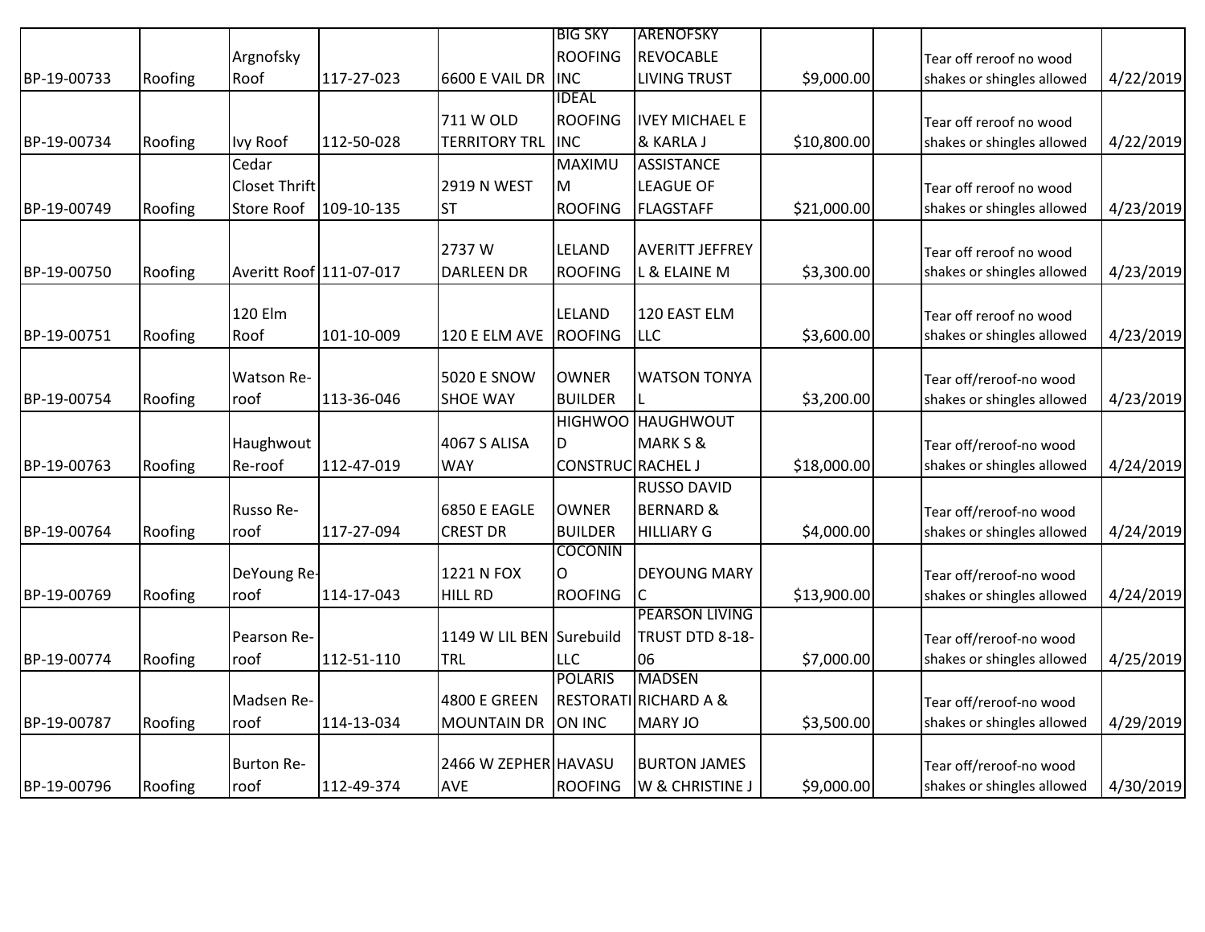| | | | | | | | | | | |
|---|---|---|---|---|---|---|---|---|---|---|
| BP-19-00733 | Roofing | Argnofsky Roof | 117-27-023 | 6600 E VAIL DR | BIG SKY ROOFING INC | ARENOFSKY REVOCABLE LIVING TRUST | $9,000.00 | | Tear off reroof no wood shakes or shingles allowed | 4/22/2019 |
| BP-19-00734 | Roofing | Ivy Roof | 112-50-028 | 711 W OLD TERRITORY TRL | IDEAL ROOFING INC | IVEY MICHAEL E & KARLA J | $10,800.00 | | Tear off reroof no wood shakes or shingles allowed | 4/22/2019 |
| BP-19-00749 | Roofing | Cedar Closet Thrift Store Roof | 109-10-135 | 2919 N WEST ST | MAXIMUM ROOFING | ASSISTANCE LEAGUE OF FLAGSTAFF | $21,000.00 | | Tear off reroof no wood shakes or shingles allowed | 4/23/2019 |
| BP-19-00750 | Roofing | Averitt Roof | 111-07-017 | 2737 W DARLEEN DR | LELAND ROOFING | AVERITT JEFFREY L & ELAINE M | $3,300.00 | | Tear off reroof no wood shakes or shingles allowed | 4/23/2019 |
| BP-19-00751 | Roofing | 120 Elm Roof | 101-10-009 | 120 E ELM AVE | LELAND ROOFING | 120 EAST ELM LLC | $3,600.00 | | Tear off reroof no wood shakes or shingles allowed | 4/23/2019 |
| BP-19-00754 | Roofing | Watson Re-roof | 113-36-046 | 5020 E SNOW SHOE WAY | OWNER BUILDER | WATSON TONYA L | $3,200.00 | | Tear off/reroof-no wood shakes or shingles allowed | 4/23/2019 |
| BP-19-00763 | Roofing | Haughwout Re-roof | 112-47-019 | 4067 S ALISA WAY | HIGHWOOD CONSTRUC | HAUGHWOUT MARK S & RACHEL J | $18,000.00 | | Tear off/reroof-no wood shakes or shingles allowed | 4/24/2019 |
| BP-19-00764 | Roofing | Russo Re-roof | 117-27-094 | 6850 E EAGLE CREST DR | OWNER BUILDER | RUSSO DAVID BERNARD & HILLIARY G | $4,000.00 | | Tear off/reroof-no wood shakes or shingles allowed | 4/24/2019 |
| BP-19-00769 | Roofing | DeYoung Re-roof | 114-17-043 | 1221 N FOX HILL RD | COCONINO ROOFING | DEYOUNG MARY C | $13,900.00 | | Tear off/reroof-no wood shakes or shingles allowed | 4/24/2019 |
| BP-19-00774 | Roofing | Pearson Re-roof | 112-51-110 | 1149 W LIL BEN TRL | Surebuild LLC | PEARSON LIVING TRUST DTD 8-18-06 | $7,000.00 | | Tear off/reroof-no wood shakes or shingles allowed | 4/25/2019 |
| BP-19-00787 | Roofing | Madsen Re-roof | 114-13-034 | 4800 E GREEN MOUNTAIN DR | POLARIS RESTORATION INC | MADSEN RICHARD A & MARY JO | $3,500.00 | | Tear off/reroof-no wood shakes or shingles allowed | 4/29/2019 |
| BP-19-00796 | Roofing | Burton Re-roof | 112-49-374 | 2466 W ZEPHER AVE | HAVASU ROOFING | BURTON JAMES W & CHRISTINE J | $9,000.00 | | Tear off/reroof-no wood shakes or shingles allowed | 4/30/2019 |